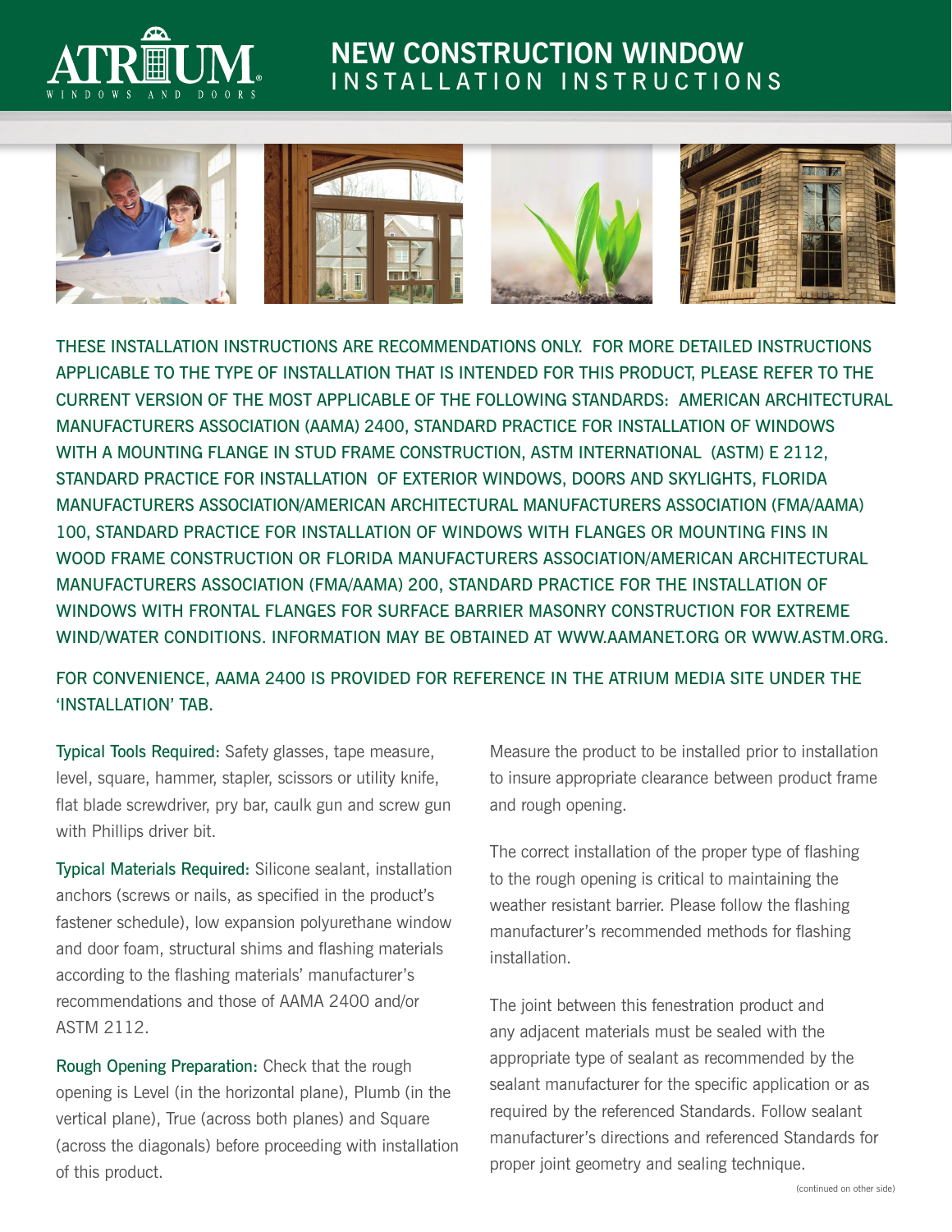# NEW CONSTRUCTION WINDOW INSTALLATION INSTRUCTIONS

THESE INSTALLATION INSTRUCTIONS ARE RECOMMENDATIONS ONLY. FOR MORE DETAILED INSTRUCTIONS APPLICABLE TO THE TYPE OF INSTALLATION THAT IS INTENDED FOR THIS PRODUCT, PLEASE REFER TO THE CURRENT VERSION OF THE MOST APPLICABLE OF THE FOLLOWING STANDARDS: AMERICAN ARCHITECTURAL MANUFACTURERS ASSOCIATION (AAMA) 2400, STANDARD PRACTICE FOR INSTALLATION OF WINDOWS WITH A MOUNTING FLANGE IN STUD FRAME CONSTRUCTION, ASTM INTERNATIONAL (ASTM) E 2112, STANDARD PRACTICE FOR INSTALLATION OF EXTERIOR WINDOWS, DOORS AND SKYLIGHTS, FLORIDA MANUFACTURERS ASSOCIATION/AMERICAN ARCHITECTURAL MANUFACTURERS ASSOCIATION (FMA/AAMA) 100, STANDARD PRACTICE FOR INSTALLATION OF WINDOWS WITH FLANGES OR MOUNTING FINS IN WOOD FRAME CONSTRUCTION OR FLORIDA MANUFACTURERS ASSOCIATION/AMERICAN ARCHITECTURAL MANUFACTURERS ASSOCIATION (FMA/AAMA) 200, STANDARD PRACTICE FOR THE INSTALLATION OF WINDOWS WITH FRONTAL FLANGES FOR SURFACE BARRIER MASONRY CONSTRUCTION FOR EXTREME WIND/WATER CONDITIONS. INFORMATION MAY BE OBTAINED AT WWW.AAMANET.ORG OR WWW.ASTM.ORG.

FOR CONVENIENCE, AAMA 2400 IS PROVIDED FOR REFERENCE IN THE ATRIUM MEDIA SITE UNDER THE 'INSTALLATION' TAB.

**Typical Tools Required:** Safety glasses, tape measure, level, square, hammer, stapler, scissors or utility knife, flat blade screwdriver, pry bar, caulk gun and screw gun with Phillips driver bit.

**Typical Materials Required:** Silicone sealant, installation anchors (screws or nails, as specified in the product's fastener schedule), low expansion polyurethane window and door foam, structural shims and flashing materials according to the flashing materials' manufacturer's recommendations and those of AAMA 2400 and/or ASTM 2112.

**Rough Opening Preparation:** Check that the rough opening is Level (in the horizontal plane), Plumb (in the vertical plane), True (across both planes) and Square (across the diagonals) before proceeding with installation of this product.

Measure the product to be installed prior to installation to insure appropriate clearance between product frame and rough opening.

The correct installation of the proper type of flashing to the rough opening is critical to maintaining the weather resistant barrier. Please follow the flashing manufacturer's recommended methods for flashing installation.

The joint between this fenestration product and any adjacent materials must be sealed with the appropriate type of sealant as recommended by the sealant manufacturer for the specific application or as required by the referenced Standards. Follow sealant manufacturer's directions and referenced Standards for proper joint geometry and sealing technique.

(continued on other side)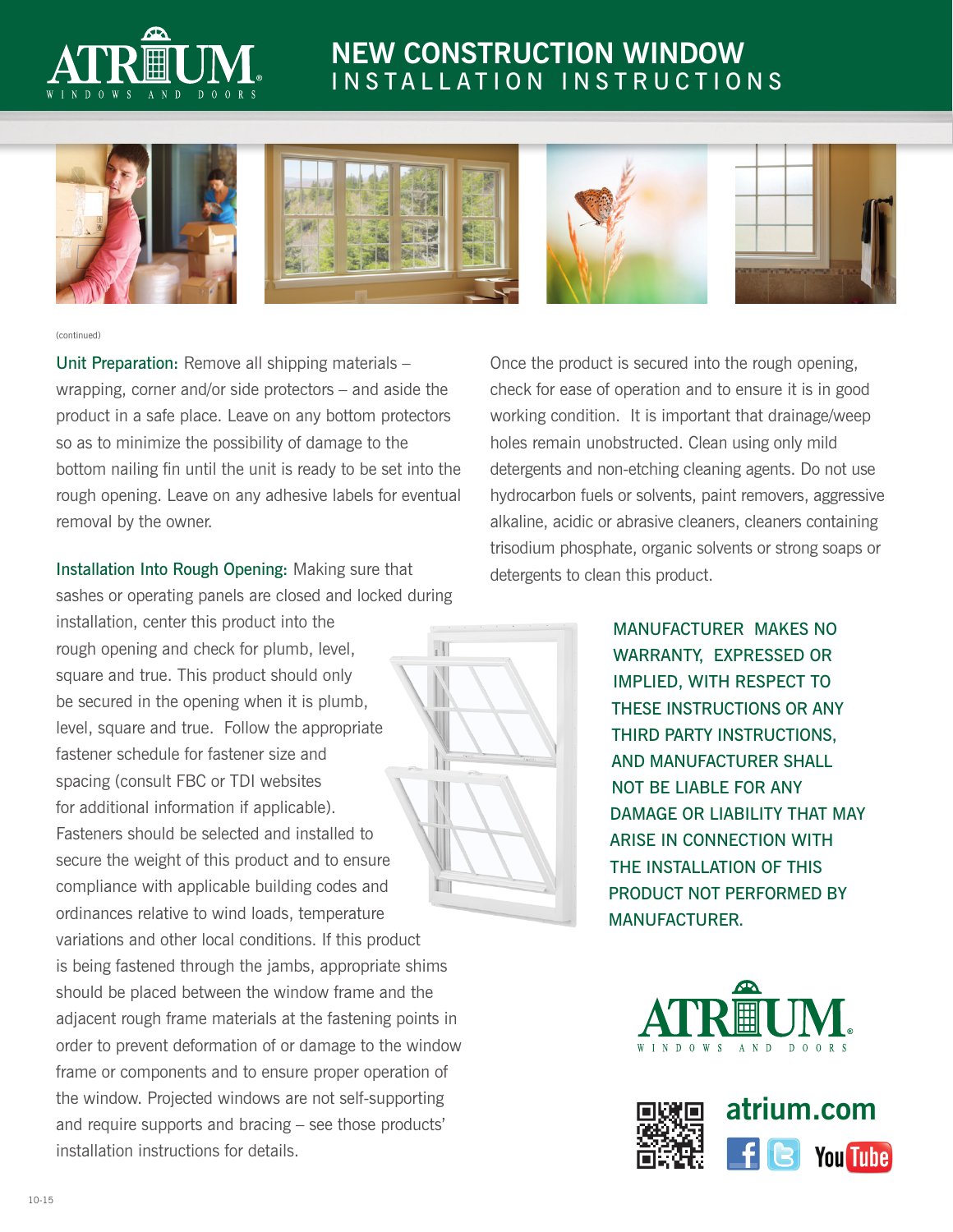# NEW CONSTRUCTION WINDOW INSTALLATION INSTRUCTIONS

(continued)

**Unit Preparation:** Remove all shipping materials – wrapping, corner and/or side protectors – and aside the product in a safe place. Leave on any bottom protectors so as to minimize the possibility of damage to the bottom nailing fin until the unit is ready to be set into the rough opening. Leave on any adhesive labels for eventual removal by the owner.

**Installation Into Rough Opening:** Making sure that sashes or operating panels are closed and locked during installation, center this product into the rough opening and check for plumb, level, square and true. This product should only be secured in the opening when it is plumb, level, square and true. Follow the appropriate fastener schedule for fastener size and spacing (consult FBC or TDI websites for additional information if applicable). Fasteners should be selected and installed to secure the weight of this product and to ensure compliance with applicable building codes and ordinances relative to wind loads, temperature variations and other local conditions. If this product is being fastened through the jambs, appropriate shims should be placed between the window frame and the adjacent rough frame materials at the fastening points in order to prevent deformation of or damage to the window frame or components and to ensure proper operation of the window. Projected windows are not self-supporting and require supports and bracing – see those products' installation instructions for details.

Once the product is secured into the rough opening, check for ease of operation and to ensure it is in good working condition. It is important that drainage/weep holes remain unobstructed. Clean using only mild detergents and non-etching cleaning agents. Do not use hydrocarbon fuels or solvents, paint removers, aggressive alkaline, acidic or abrasive cleaners, cleaners containing trisodium phosphate, organic solvents or strong soaps or detergents to clean this product.

MANUFACTURER MAKES NO WARRANTY, EXPRESSED OR IMPLIED, WITH RESPECT TO THESE INSTRUCTIONS OR ANY THIRD PARTY INSTRUCTIONS, AND MANUFACTURER SHALL NOT BE LIABLE FOR ANY DAMAGE OR LIABILITY THAT MAY ARISE IN CONNECTION WITH THE INSTALLATION OF THIS PRODUCT NOT PERFORMED BY MANUFACTURER.

ATRIUM® WINDOWS AND DOORS

atrium.com

10-15